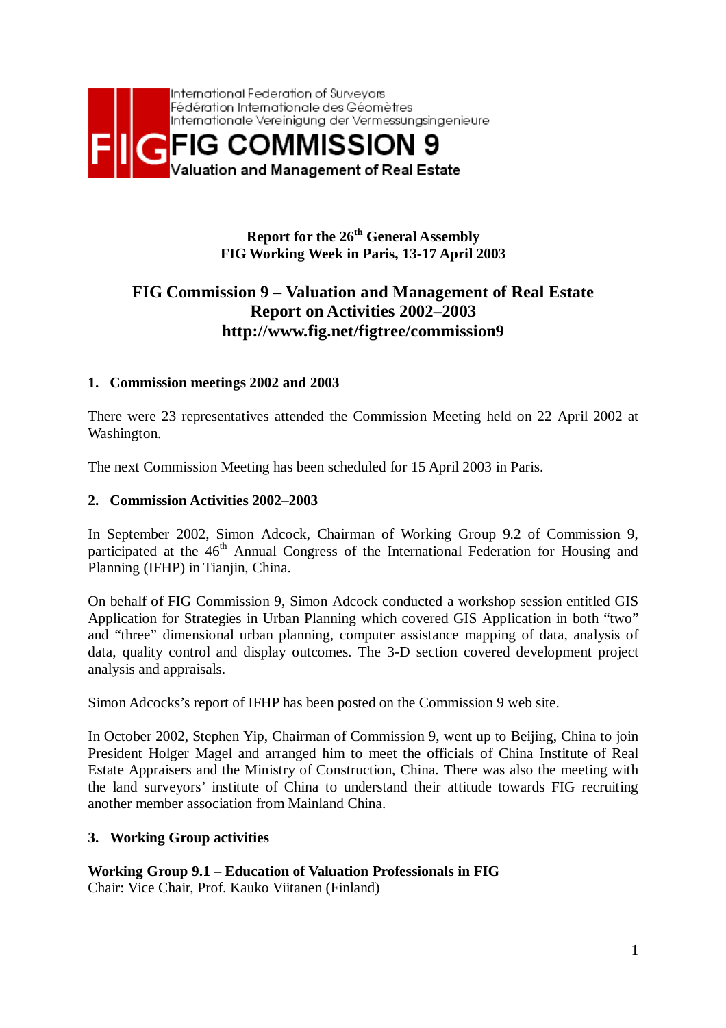International Federation of Surveyors
Fédération Internationale des Géomètres
Internationale Vereinigung der Vermessungsingenieure

**FIG COMMISSION 9**
**Valuation and Management of Real Estate**

**Report for the 26th General Assembly**
**FIG Working Week in Paris, 13-17 April 2003**

# FIG Commission 9 – Valuation and Management of Real Estate
# Report on Activities 2002–2003
# http://www.fig.net/figtree/commission9

## 1. Commission meetings 2002 and 2003

There were 23 representatives attended the Commission Meeting held on 22 April 2002 at Washington.

The next Commission Meeting has been scheduled for 15 April 2003 in Paris.

## 2. Commission Activities 2002–2003

In September 2002, Simon Adcock, Chairman of Working Group 9.2 of Commission 9, participated at the 46th Annual Congress of the International Federation for Housing and Planning (IFHP) in Tianjin, China.

On behalf of FIG Commission 9, Simon Adcock conducted a workshop session entitled GIS Application for Strategies in Urban Planning which covered GIS Application in both "two" and "three" dimensional urban planning, computer assistance mapping of data, analysis of data, quality control and display outcomes. The 3-D section covered development project analysis and appraisals.

Simon Adcocks's report of IFHP has been posted on the Commission 9 web site.

In October 2002, Stephen Yip, Chairman of Commission 9, went up to Beijing, China to join President Holger Magel and arranged him to meet the officials of China Institute of Real Estate Appraisers and the Ministry of Construction, China. There was also the meeting with the land surveyors' institute of China to understand their attitude towards FIG recruiting another member association from Mainland China.

## 3. Working Group activities

**Working Group 9.1 – Education of Valuation Professionals in FIG**
Chair: Vice Chair, Prof. Kauko Viitanen (Finland)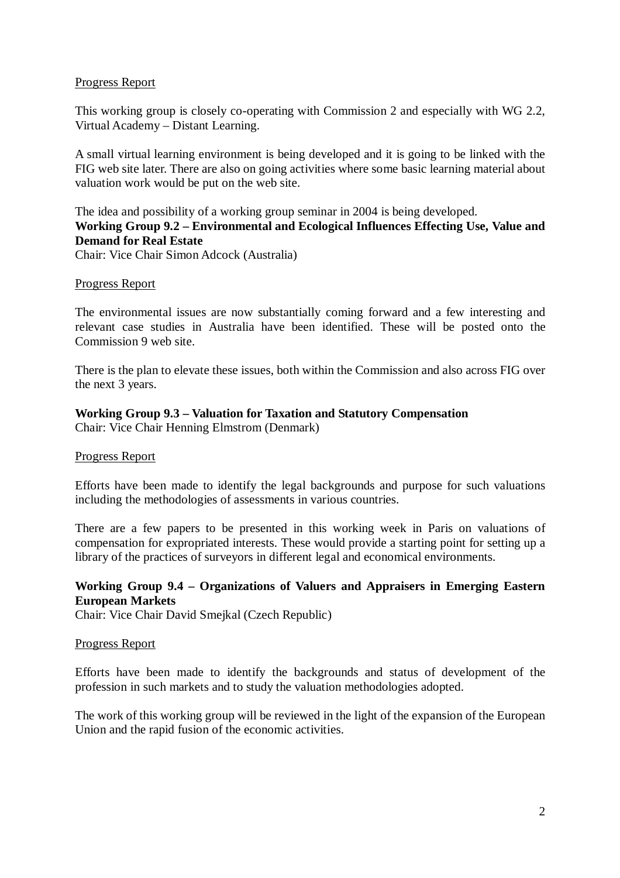Progress Report

This working group is closely co-operating with Commission 2 and especially with WG 2.2, Virtual Academy – Distant Learning.

A small virtual learning environment is being developed and it is going to be linked with the FIG web site later. There are also on going activities where some basic learning material about valuation work would be put on the web site.

The idea and possibility of a working group seminar in 2004 is being developed.

**Working Group 9.2 – Environmental and Ecological Influences Effecting Use, Value and Demand for Real Estate**
Chair: Vice Chair Simon Adcock (Australia)

Progress Report

The environmental issues are now substantially coming forward and a few interesting and relevant case studies in Australia have been identified. These will be posted onto the Commission 9 web site.

There is the plan to elevate these issues, both within the Commission and also across FIG over the next 3 years.

**Working Group 9.3 – Valuation for Taxation and Statutory Compensation**
Chair: Vice Chair Henning Elmstrom (Denmark)

Progress Report

Efforts have been made to identify the legal backgrounds and purpose for such valuations including the methodologies of assessments in various countries.

There are a few papers to be presented in this working week in Paris on valuations of compensation for expropriated interests. These would provide a starting point for setting up a library of the practices of surveyors in different legal and economical environments.

**Working Group 9.4 – Organizations of Valuers and Appraisers in Emerging Eastern European Markets**
Chair: Vice Chair David Smejkal (Czech Republic)

Progress Report

Efforts have been made to identify the backgrounds and status of development of the profession in such markets and to study the valuation methodologies adopted.

The work of this working group will be reviewed in the light of the expansion of the European Union and the rapid fusion of the economic activities.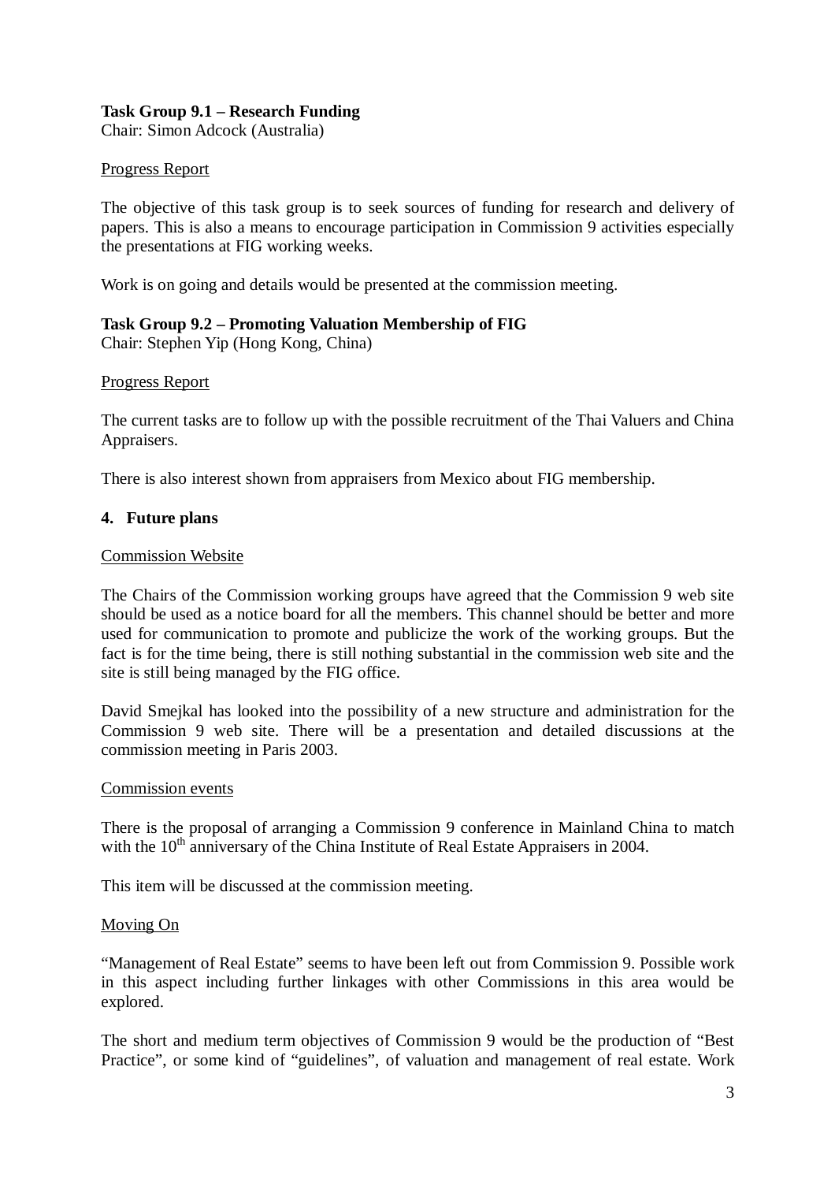**Task Group 9.1 – Research Funding**
Chair: Simon Adcock (Australia)

Progress Report

The objective of this task group is to seek sources of funding for research and delivery of papers. This is also a means to encourage participation in Commission 9 activities especially the presentations at FIG working weeks.

Work is on going and details would be presented at the commission meeting.

**Task Group 9.2 – Promoting Valuation Membership of FIG**
Chair: Stephen Yip (Hong Kong, China)

Progress Report

The current tasks are to follow up with the possible recruitment of the Thai Valuers and China Appraisers.

There is also interest shown from appraisers from Mexico about FIG membership.

## 4. Future plans

Commission Website

The Chairs of the Commission working groups have agreed that the Commission 9 web site should be used as a notice board for all the members. This channel should be better and more used for communication to promote and publicize the work of the working groups. But the fact is for the time being, there is still nothing substantial in the commission web site and the site is still being managed by the FIG office.

David Smejkal has looked into the possibility of a new structure and administration for the Commission 9 web site. There will be a presentation and detailed discussions at the commission meeting in Paris 2003.

Commission events

There is the proposal of arranging a Commission 9 conference in Mainland China to match with the 10th anniversary of the China Institute of Real Estate Appraisers in 2004.

This item will be discussed at the commission meeting.

Moving On

"Management of Real Estate" seems to have been left out from Commission 9. Possible work in this aspect including further linkages with other Commissions in this area would be explored.

The short and medium term objectives of Commission 9 would be the production of "Best Practice", or some kind of "guidelines", of valuation and management of real estate. Work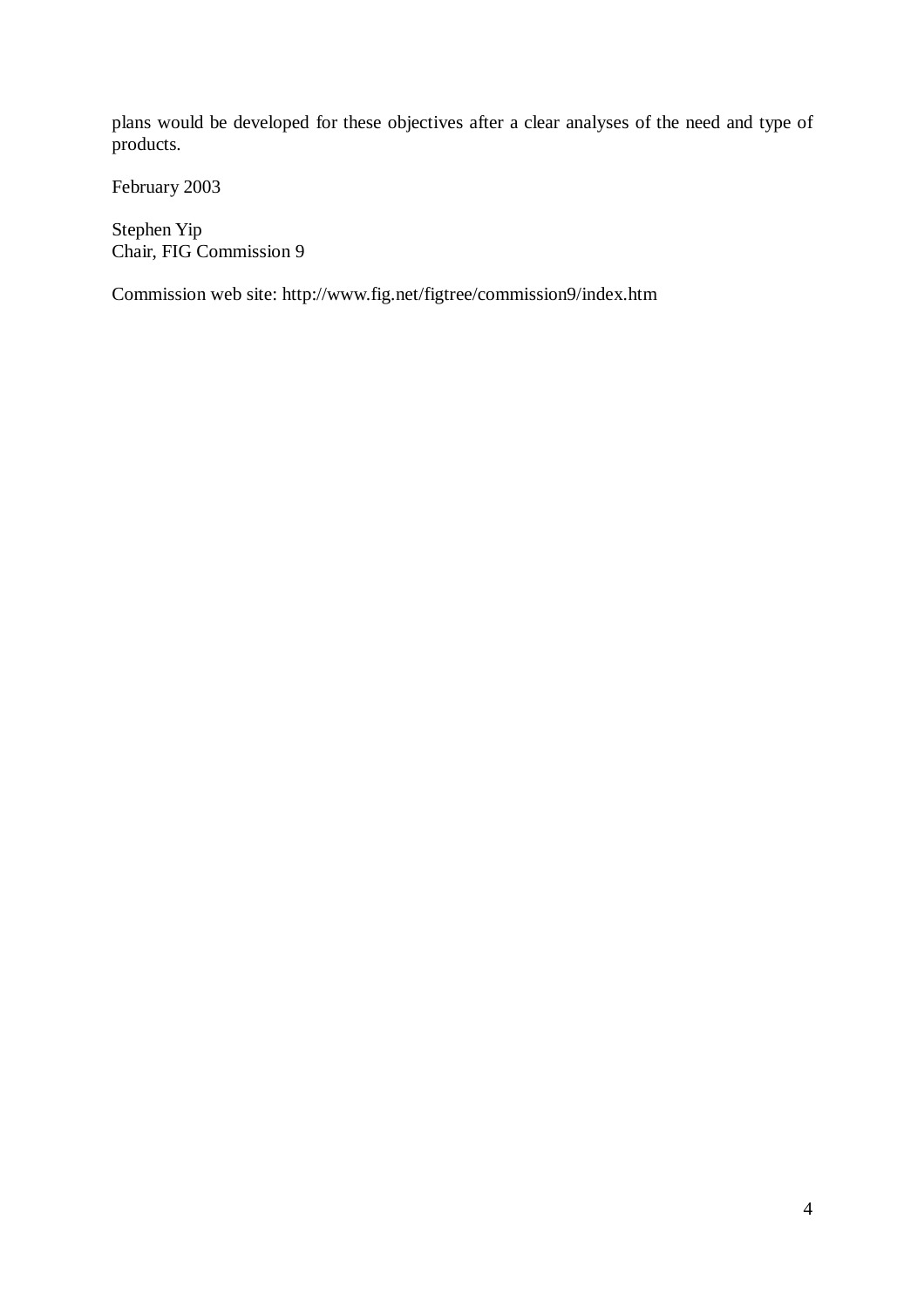plans would be developed for these objectives after a clear analyses of the need and type of products.

February 2003

Stephen Yip  
Chair, FIG Commission 9

Commission web site: http://www.fig.net/figtree/commission9/index.htm